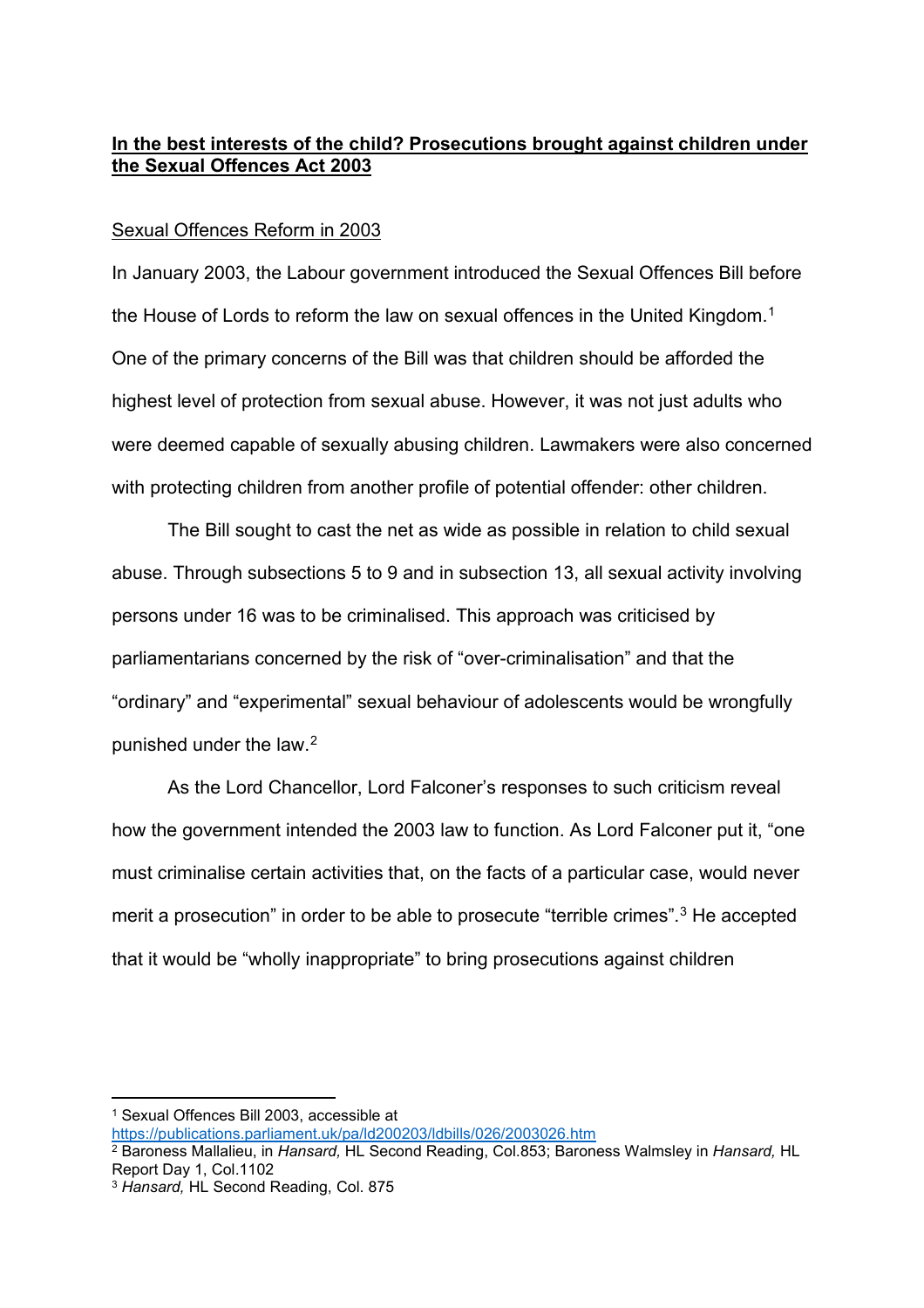**In the best interests of the child? Prosecutions brought against children under the Sexual Offences Act 2003**

Sexual Offences Reform in 2003

In January 2003, the Labour government introduced the Sexual Offences Bill before the House of Lords to reform the law on sexual offences in the United Kingdom.[1] One of the primary concerns of the Bill was that children should be afforded the highest level of protection from sexual abuse. However, it was not just adults who were deemed capable of sexually abusing children. Lawmakers were also concerned with protecting children from another profile of potential offender: other children.

The Bill sought to cast the net as wide as possible in relation to child sexual abuse. Through subsections 5 to 9 and in subsection 13, all sexual activity involving persons under 16 was to be criminalised. This approach was criticised by parliamentarians concerned by the risk of "over-criminalisation" and that the "ordinary" and "experimental" sexual behaviour of adolescents would be wrongfully punished under the law.[2]

As the Lord Chancellor, Lord Falconer's responses to such criticism reveal how the government intended the 2003 law to function. As Lord Falconer put it, "one must criminalise certain activities that, on the facts of a particular case, would never merit a prosecution" in order to be able to prosecute "terrible crimes".[3] He accepted that it would be "wholly inappropriate" to bring prosecutions against children

[1] Sexual Offences Bill 2003, accessible at https://publications.parliament.uk/pa/ld200203/ldbills/026/2003026.htm

[2] Baroness Mallalieu, in *Hansard,* HL Second Reading, Col.853; Baroness Walmsley in *Hansard,* HL Report Day 1, Col.1102

[3] *Hansard,* HL Second Reading, Col. 875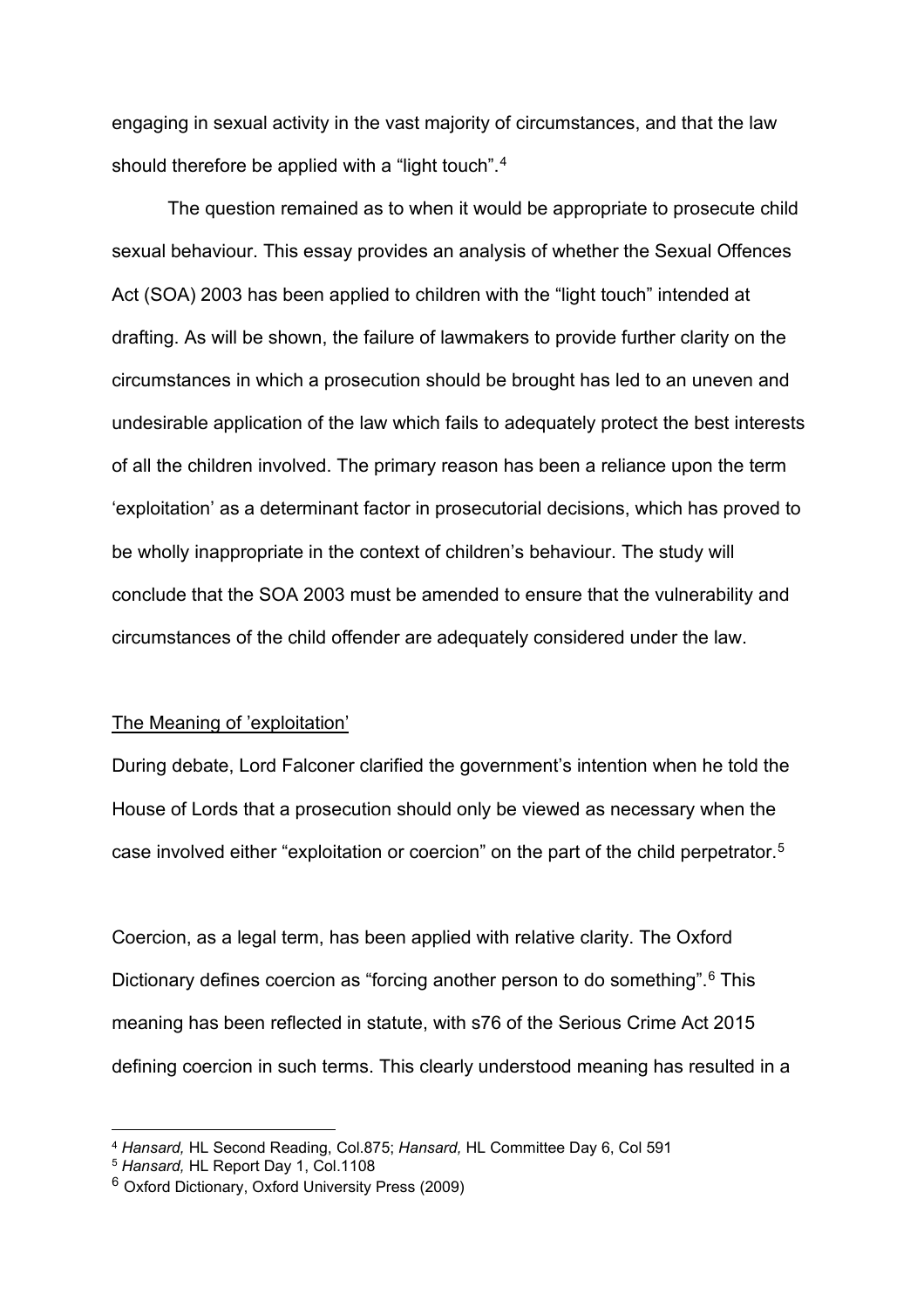engaging in sexual activity in the vast majority of circumstances, and that the law should therefore be applied with a "light touch".[4]

The question remained as to when it would be appropriate to prosecute child sexual behaviour. This essay provides an analysis of whether the Sexual Offences Act (SOA) 2003 has been applied to children with the "light touch" intended at drafting. As will be shown, the failure of lawmakers to provide further clarity on the circumstances in which a prosecution should be brought has led to an uneven and undesirable application of the law which fails to adequately protect the best interests of all the children involved. The primary reason has been a reliance upon the term 'exploitation' as a determinant factor in prosecutorial decisions, which has proved to be wholly inappropriate in the context of children's behaviour. The study will conclude that the SOA 2003 must be amended to ensure that the vulnerability and circumstances of the child offender are adequately considered under the law.

## The Meaning of 'exploitation'

During debate, Lord Falconer clarified the government's intention when he told the House of Lords that a prosecution should only be viewed as necessary when the case involved either "exploitation or coercion" on the part of the child perpetrator.[5]

Coercion, as a legal term, has been applied with relative clarity. The Oxford Dictionary defines coercion as "forcing another person to do something".[6] This meaning has been reflected in statute, with s76 of the Serious Crime Act 2015 defining coercion in such terms. This clearly understood meaning has resulted in a

---

[4] *Hansard,* HL Second Reading, Col.875; *Hansard,* HL Committee Day 6, Col 591

[5] *Hansard,* HL Report Day 1, Col.1108

[6] Oxford Dictionary, Oxford University Press (2009)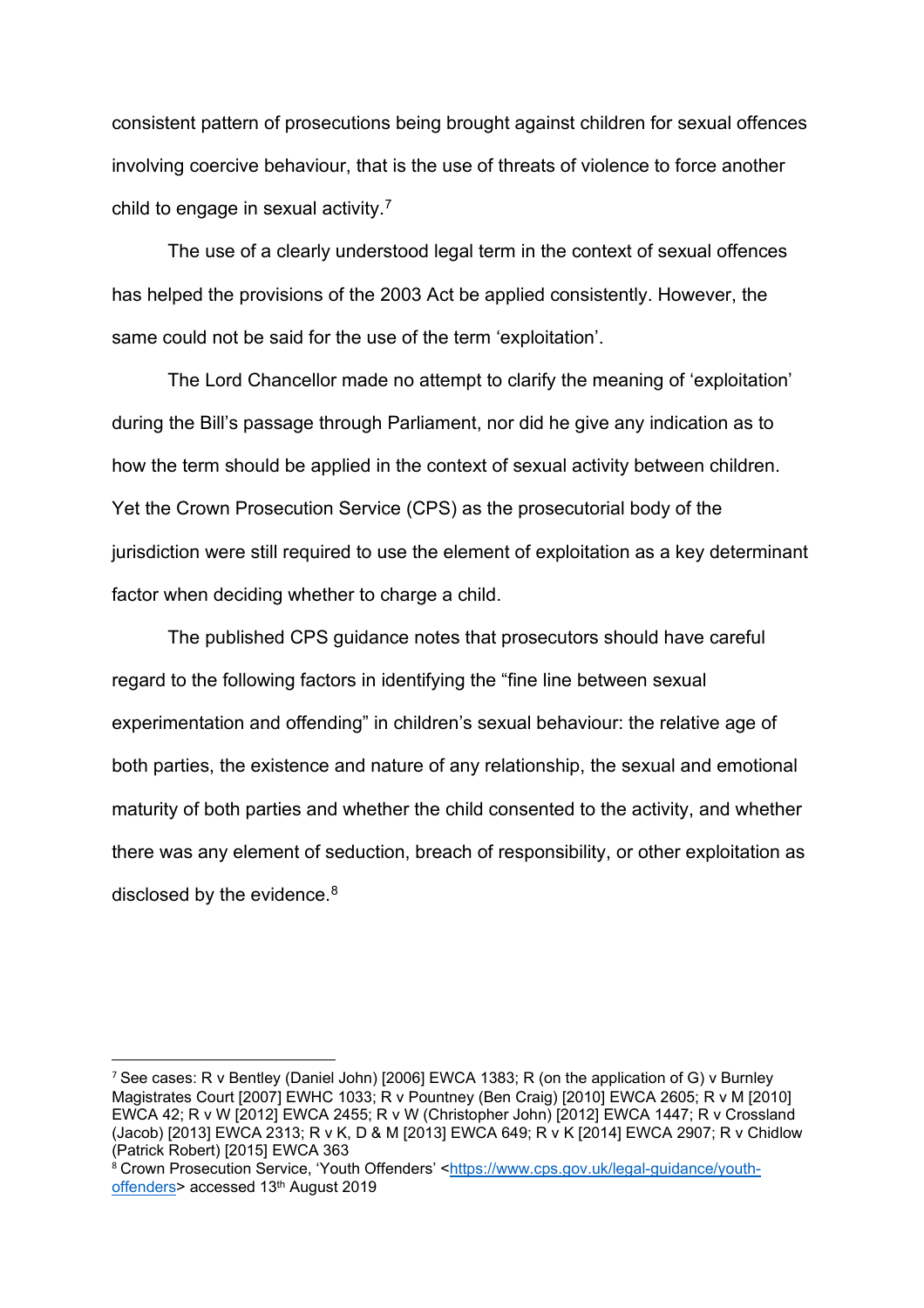consistent pattern of prosecutions being brought against children for sexual offences involving coercive behaviour, that is the use of threats of violence to force another child to engage in sexual activity.[7]

The use of a clearly understood legal term in the context of sexual offences has helped the provisions of the 2003 Act be applied consistently. However, the same could not be said for the use of the term 'exploitation'.

The Lord Chancellor made no attempt to clarify the meaning of 'exploitation' during the Bill's passage through Parliament, nor did he give any indication as to how the term should be applied in the context of sexual activity between children. Yet the Crown Prosecution Service (CPS) as the prosecutorial body of the jurisdiction were still required to use the element of exploitation as a key determinant factor when deciding whether to charge a child.

The published CPS guidance notes that prosecutors should have careful regard to the following factors in identifying the "fine line between sexual experimentation and offending" in children's sexual behaviour: the relative age of both parties, the existence and nature of any relationship, the sexual and emotional maturity of both parties and whether the child consented to the activity, and whether there was any element of seduction, breach of responsibility, or other exploitation as disclosed by the evidence.[8]

---

[7] See cases: R v Bentley (Daniel John) [2006] EWCA 1383; R (on the application of G) v Burnley Magistrates Court [2007] EWHC 1033; R v Pountney (Ben Craig) [2010] EWCA 2605; R v M [2010] EWCA 42; R v W [2012] EWCA 2455; R v W (Christopher John) [2012] EWCA 1447; R v Crossland (Jacob) [2013] EWCA 2313; R v K, D & M [2013] EWCA 649; R v K [2014] EWCA 2907; R v Chidlow (Patrick Robert) [2015] EWCA 363

[8] Crown Prosecution Service, 'Youth Offenders' <https://www.cps.gov.uk/legal-guidance/youth-offenders> accessed 13th August 2019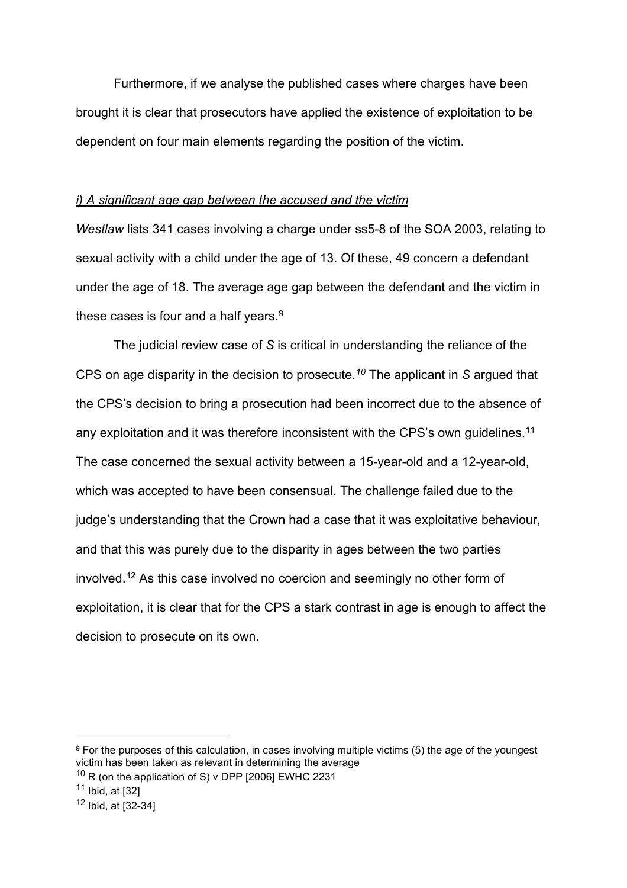Furthermore, if we analyse the published cases where charges have been brought it is clear that prosecutors have applied the existence of exploitation to be dependent on four main elements regarding the position of the victim.

*i) A significant age gap between the accused and the victim*

*Westlaw* lists 341 cases involving a charge under ss5-8 of the SOA 2003, relating to sexual activity with a child under the age of 13. Of these, 49 concern a defendant under the age of 18. The average age gap between the defendant and the victim in these cases is four and a half years.[9]

The judicial review case of *S* is critical in understanding the reliance of the CPS on age disparity in the decision to prosecute.[10] The applicant in *S* argued that the CPS's decision to bring a prosecution had been incorrect due to the absence of any exploitation and it was therefore inconsistent with the CPS's own guidelines.[11] The case concerned the sexual activity between a 15-year-old and a 12-year-old, which was accepted to have been consensual. The challenge failed due to the judge's understanding that the Crown had a case that it was exploitative behaviour, and that this was purely due to the disparity in ages between the two parties involved.[12] As this case involved no coercion and seemingly no other form of exploitation, it is clear that for the CPS a stark contrast in age is enough to affect the decision to prosecute on its own.

---

[9] For the purposes of this calculation, in cases involving multiple victims (5) the age of the youngest victim has been taken as relevant in determining the average

[10] R (on the application of S) v DPP [2006] EWHC 2231

[11] Ibid, at [32]

[12] Ibid, at [32-34]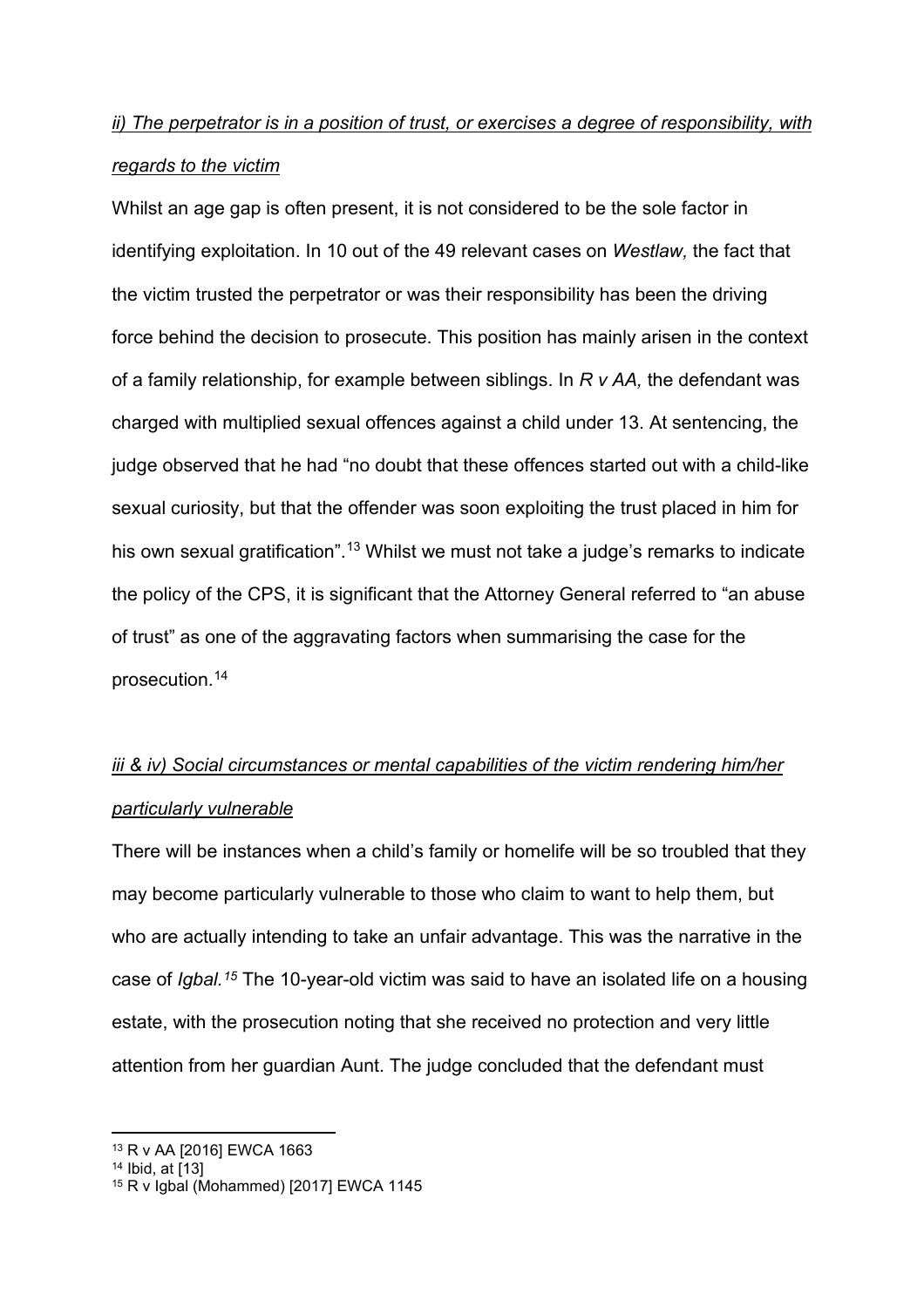*ii) The perpetrator is in a position of trust, or exercises a degree of responsibility, with regards to the victim*

Whilst an age gap is often present, it is not considered to be the sole factor in identifying exploitation. In 10 out of the 49 relevant cases on *Westlaw,* the fact that the victim trusted the perpetrator or was their responsibility has been the driving force behind the decision to prosecute. This position has mainly arisen in the context of a family relationship, for example between siblings. In *R v AA,* the defendant was charged with multiplied sexual offences against a child under 13. At sentencing, the judge observed that he had "no doubt that these offences started out with a child-like sexual curiosity, but that the offender was soon exploiting the trust placed in him for his own sexual gratification".[13] Whilst we must not take a judge's remarks to indicate the policy of the CPS, it is significant that the Attorney General referred to "an abuse of trust" as one of the aggravating factors when summarising the case for the prosecution.[14]

*iii & iv) Social circumstances or mental capabilities of the victim rendering him/her particularly vulnerable*

There will be instances when a child's family or homelife will be so troubled that they may become particularly vulnerable to those who claim to want to help them, but who are actually intending to take an unfair advantage. This was the narrative in the case of *Igbal.*[15] The 10-year-old victim was said to have an isolated life on a housing estate, with the prosecution noting that she received no protection and very little attention from her guardian Aunt. The judge concluded that the defendant must

---

[13] R v AA [2016] EWCA 1663

[14] Ibid, at [13]

[15] R v Igbal (Mohammed) [2017] EWCA 1145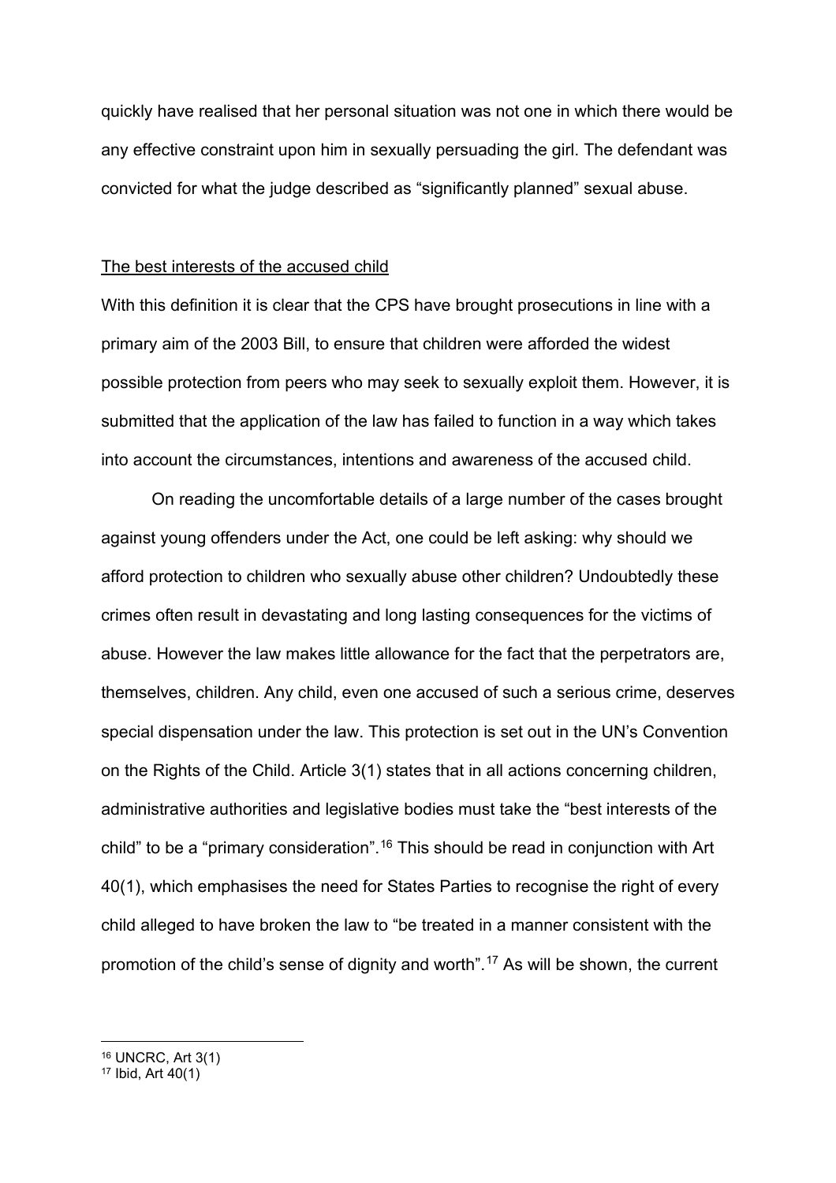quickly have realised that her personal situation was not one in which there would be any effective constraint upon him in sexually persuading the girl. The defendant was convicted for what the judge described as "significantly planned" sexual abuse.

<u>The best interests of the accused child</u>

With this definition it is clear that the CPS have brought prosecutions in line with a primary aim of the 2003 Bill, to ensure that children were afforded the widest possible protection from peers who may seek to sexually exploit them. However, it is submitted that the application of the law has failed to function in a way which takes into account the circumstances, intentions and awareness of the accused child.

On reading the uncomfortable details of a large number of the cases brought against young offenders under the Act, one could be left asking: why should we afford protection to children who sexually abuse other children? Undoubtedly these crimes often result in devastating and long lasting consequences for the victims of abuse. However the law makes little allowance for the fact that the perpetrators are, themselves, children. Any child, even one accused of such a serious crime, deserves special dispensation under the law. This protection is set out in the UN's Convention on the Rights of the Child. Article 3(1) states that in all actions concerning children, administrative authorities and legislative bodies must take the "best interests of the child" to be a "primary consideration".[16] This should be read in conjunction with Art 40(1), which emphasises the need for States Parties to recognise the right of every child alleged to have broken the law to "be treated in a manner consistent with the promotion of the child's sense of dignity and worth".[17] As will be shown, the current

[16] UNCRC, Art 3(1)

[17] Ibid, Art 40(1)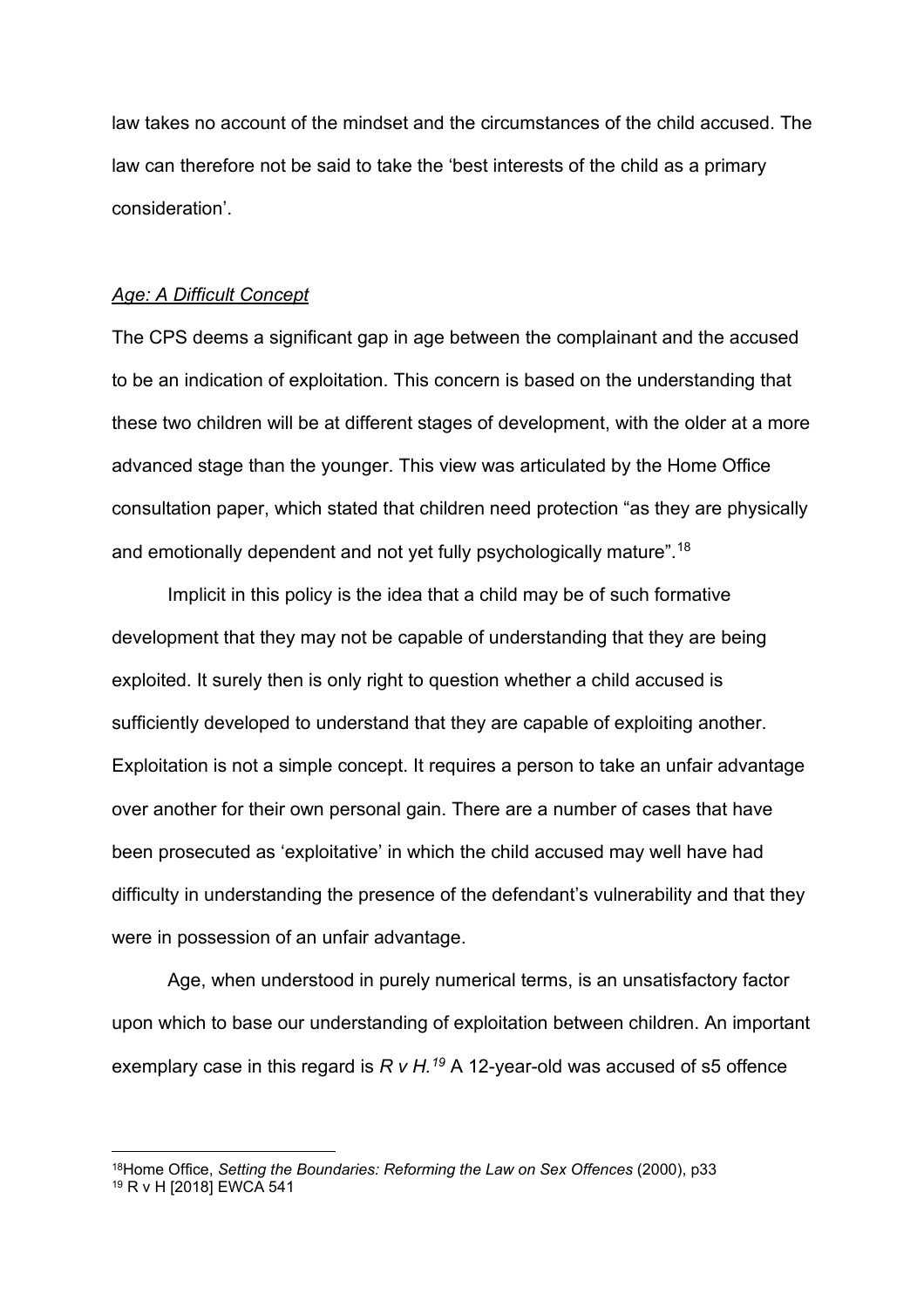law takes no account of the mindset and the circumstances of the child accused. The law can therefore not be said to take the 'best interests of the child as a primary consideration'.

*Age: A Difficult Concept*

The CPS deems a significant gap in age between the complainant and the accused to be an indication of exploitation. This concern is based on the understanding that these two children will be at different stages of development, with the older at a more advanced stage than the younger. This view was articulated by the Home Office consultation paper, which stated that children need protection "as they are physically and emotionally dependent and not yet fully psychologically mature".[18]

Implicit in this policy is the idea that a child may be of such formative development that they may not be capable of understanding that they are being exploited. It surely then is only right to question whether a child accused is sufficiently developed to understand that they are capable of exploiting another. Exploitation is not a simple concept. It requires a person to take an unfair advantage over another for their own personal gain. There are a number of cases that have been prosecuted as 'exploitative' in which the child accused may well have had difficulty in understanding the presence of the defendant's vulnerability and that they were in possession of an unfair advantage.

Age, when understood in purely numerical terms, is an unsatisfactory factor upon which to base our understanding of exploitation between children. An important exemplary case in this regard is *R v H.*[19] A 12-year-old was accused of s5 offence

[18] Home Office, *Setting the Boundaries: Reforming the Law on Sex Offences* (2000), p33

[19] R v H [2018] EWCA 541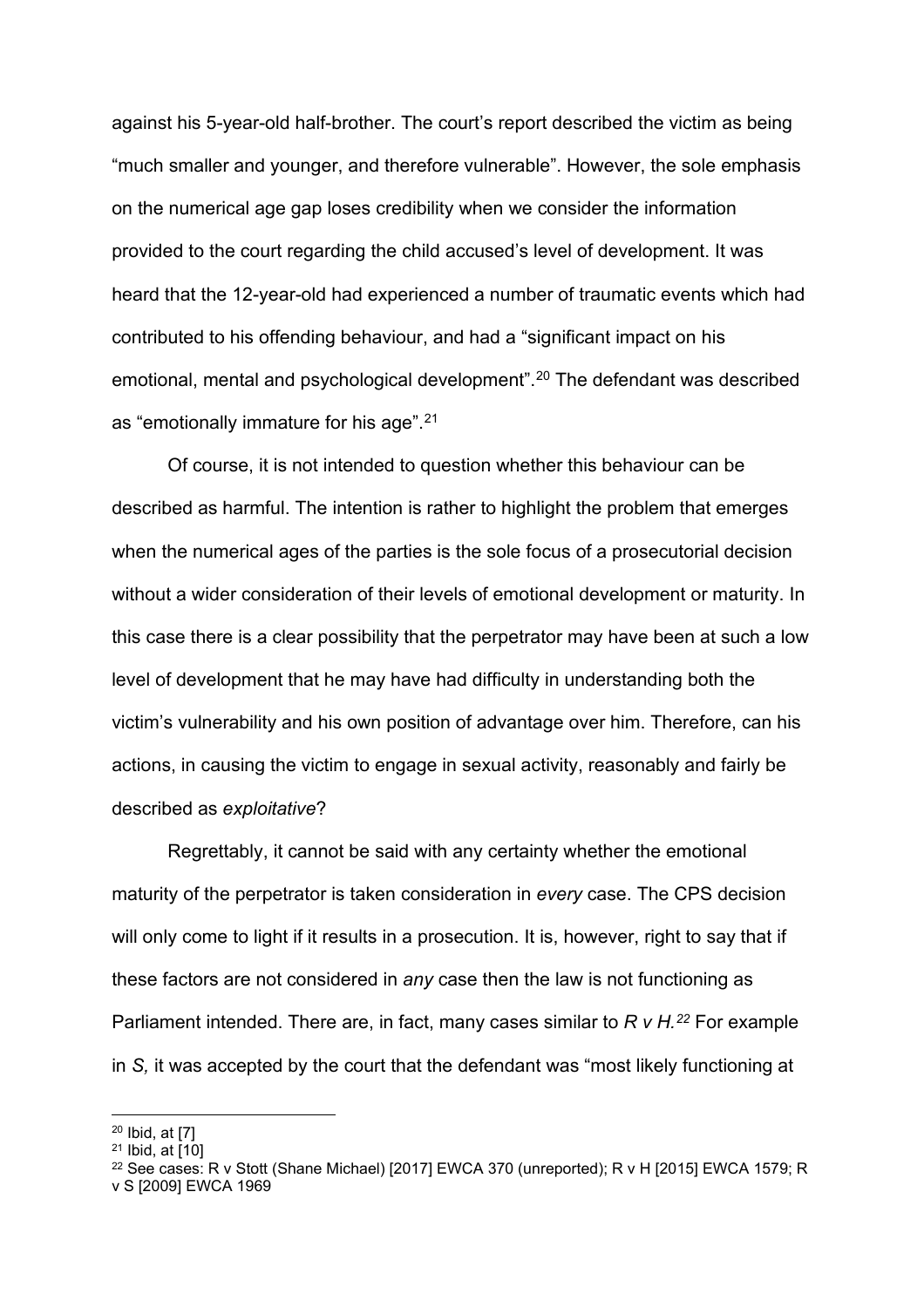against his 5-year-old half-brother. The court's report described the victim as being "much smaller and younger, and therefore vulnerable". However, the sole emphasis on the numerical age gap loses credibility when we consider the information provided to the court regarding the child accused's level of development. It was heard that the 12-year-old had experienced a number of traumatic events which had contributed to his offending behaviour, and had a "significant impact on his emotional, mental and psychological development".[20] The defendant was described as "emotionally immature for his age".[21]

Of course, it is not intended to question whether this behaviour can be described as harmful. The intention is rather to highlight the problem that emerges when the numerical ages of the parties is the sole focus of a prosecutorial decision without a wider consideration of their levels of emotional development or maturity. In this case there is a clear possibility that the perpetrator may have been at such a low level of development that he may have had difficulty in understanding both the victim's vulnerability and his own position of advantage over him. Therefore, can his actions, in causing the victim to engage in sexual activity, reasonably and fairly be described as *exploitative*?

Regrettably, it cannot be said with any certainty whether the emotional maturity of the perpetrator is taken consideration in *every* case. The CPS decision will only come to light if it results in a prosecution. It is, however, right to say that if these factors are not considered in *any* case then the law is not functioning as Parliament intended. There are, in fact, many cases similar to *R v H.*[22] For example in *S,* it was accepted by the court that the defendant was "most likely functioning at

---

[20] Ibid, at [7]

[21] Ibid, at [10]

[22] See cases: R v Stott (Shane Michael) [2017] EWCA 370 (unreported); R v H [2015] EWCA 1579; R v S [2009] EWCA 1969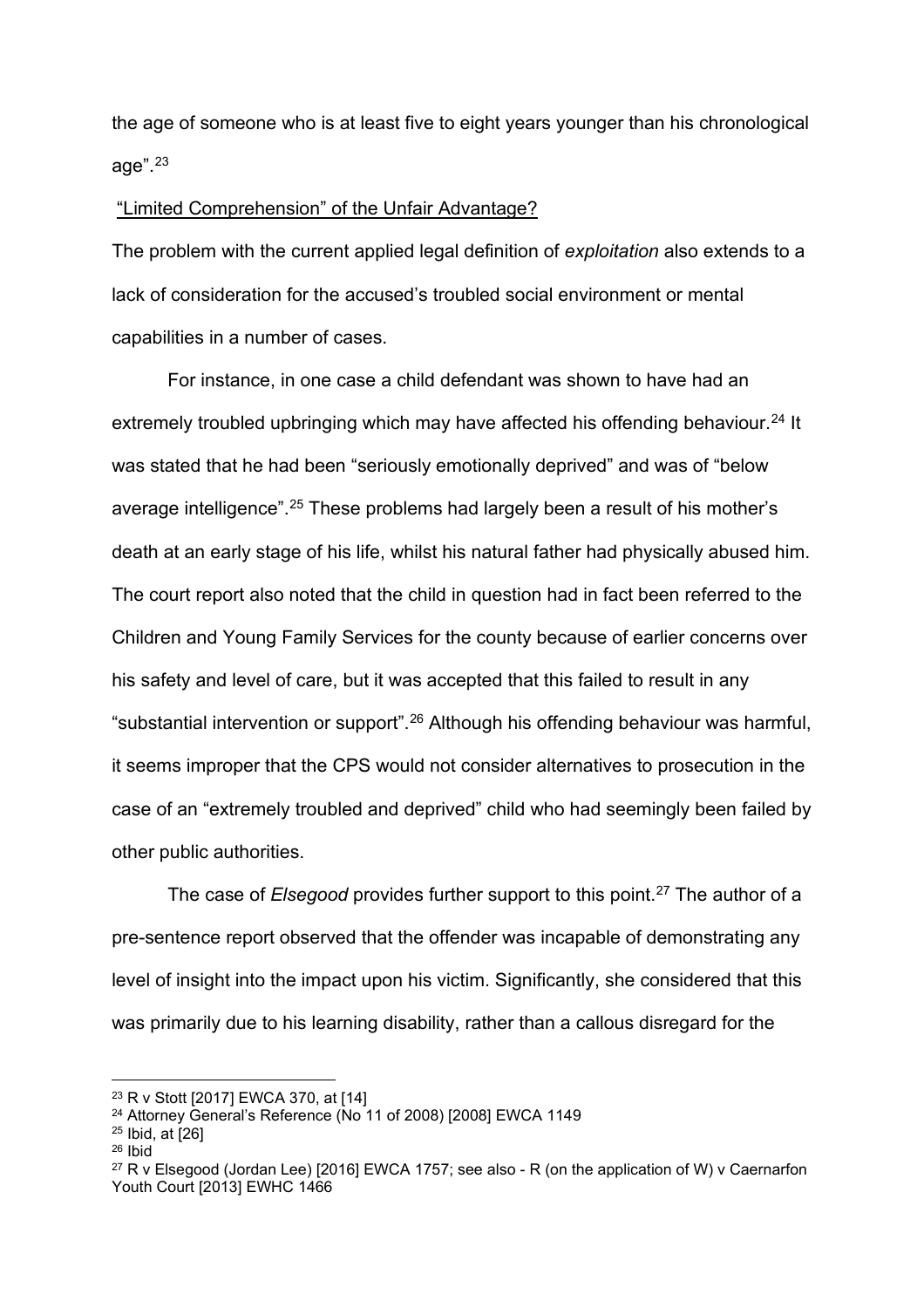the age of someone who is at least five to eight years younger than his chronological age".[23]

<u>"Limited Comprehension" of the Unfair Advantage?</u>

The problem with the current applied legal definition of *exploitation* also extends to a lack of consideration for the accused's troubled social environment or mental capabilities in a number of cases.

For instance, in one case a child defendant was shown to have had an extremely troubled upbringing which may have affected his offending behaviour.[24] It was stated that he had been "seriously emotionally deprived" and was of "below average intelligence".[25] These problems had largely been a result of his mother's death at an early stage of his life, whilst his natural father had physically abused him. The court report also noted that the child in question had in fact been referred to the Children and Young Family Services for the county because of earlier concerns over his safety and level of care, but it was accepted that this failed to result in any "substantial intervention or support".[26] Although his offending behaviour was harmful, it seems improper that the CPS would not consider alternatives to prosecution in the case of an "extremely troubled and deprived" child who had seemingly been failed by other public authorities.

The case of *Elsegood* provides further support to this point.[27] The author of a pre-sentence report observed that the offender was incapable of demonstrating any level of insight into the impact upon his victim. Significantly, she considered that this was primarily due to his learning disability, rather than a callous disregard for the

---

[23] R v Stott [2017] EWCA 370, at [14]

[24] Attorney General's Reference (No 11 of 2008) [2008] EWCA 1149

[25] Ibid, at [26]

[26] Ibid

[27] R v Elsegood (Jordan Lee) [2016] EWCA 1757; see also - R (on the application of W) v Caernarfon Youth Court [2013] EWHC 1466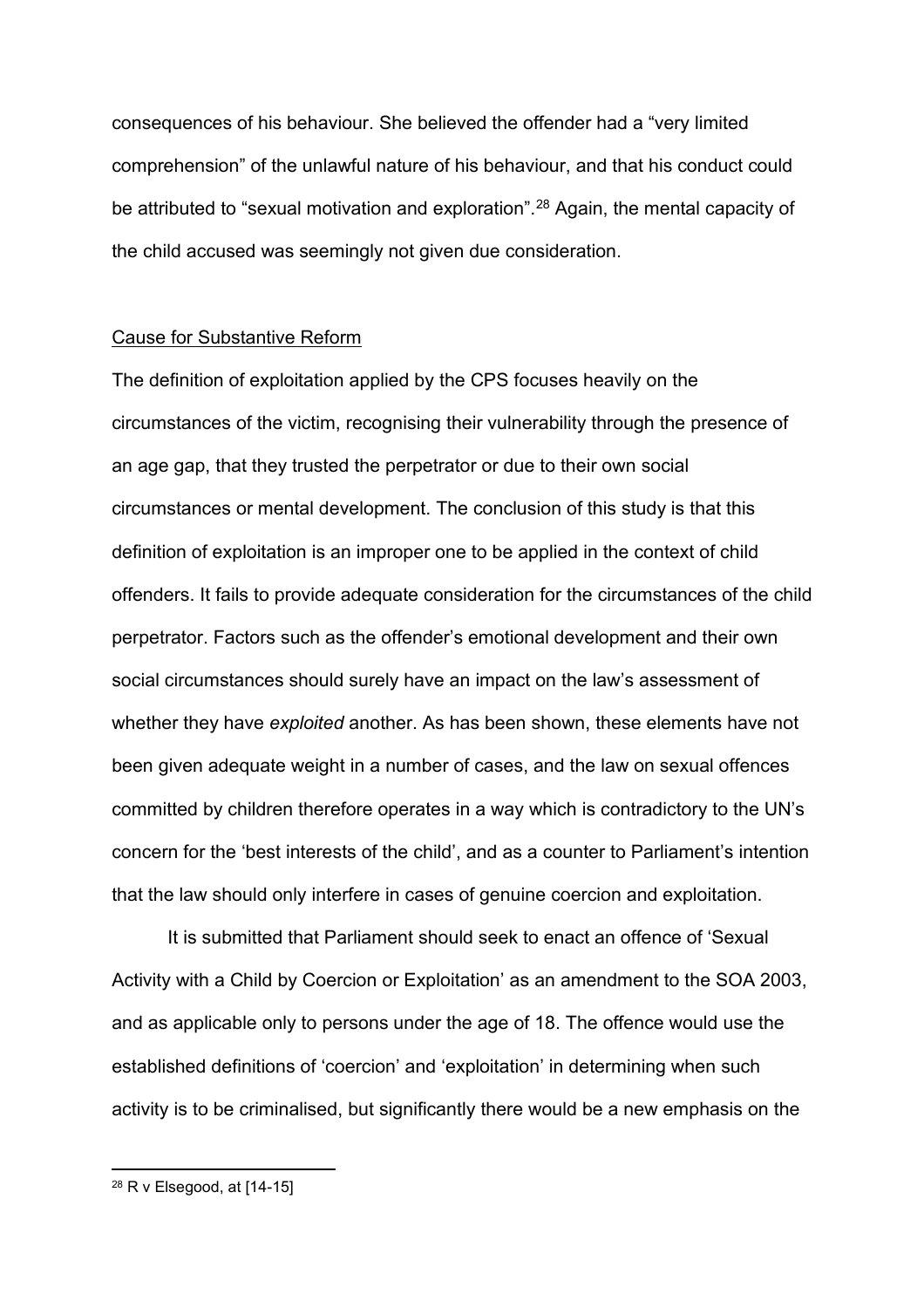consequences of his behaviour. She believed the offender had a "very limited comprehension" of the unlawful nature of his behaviour, and that his conduct could be attributed to "sexual motivation and exploration".[28] Again, the mental capacity of the child accused was seemingly not given due consideration.

## Cause for Substantive Reform

The definition of exploitation applied by the CPS focuses heavily on the circumstances of the victim, recognising their vulnerability through the presence of an age gap, that they trusted the perpetrator or due to their own social circumstances or mental development. The conclusion of this study is that this definition of exploitation is an improper one to be applied in the context of child offenders. It fails to provide adequate consideration for the circumstances of the child perpetrator. Factors such as the offender's emotional development and their own social circumstances should surely have an impact on the law's assessment of whether they have *exploited* another. As has been shown, these elements have not been given adequate weight in a number of cases, and the law on sexual offences committed by children therefore operates in a way which is contradictory to the UN's concern for the 'best interests of the child', and as a counter to Parliament's intention that the law should only interfere in cases of genuine coercion and exploitation.

It is submitted that Parliament should seek to enact an offence of 'Sexual Activity with a Child by Coercion or Exploitation' as an amendment to the SOA 2003, and as applicable only to persons under the age of 18. The offence would use the established definitions of 'coercion' and 'exploitation' in determining when such activity is to be criminalised, but significantly there would be a new emphasis on the

[28] R v Elsegood, at [14-15]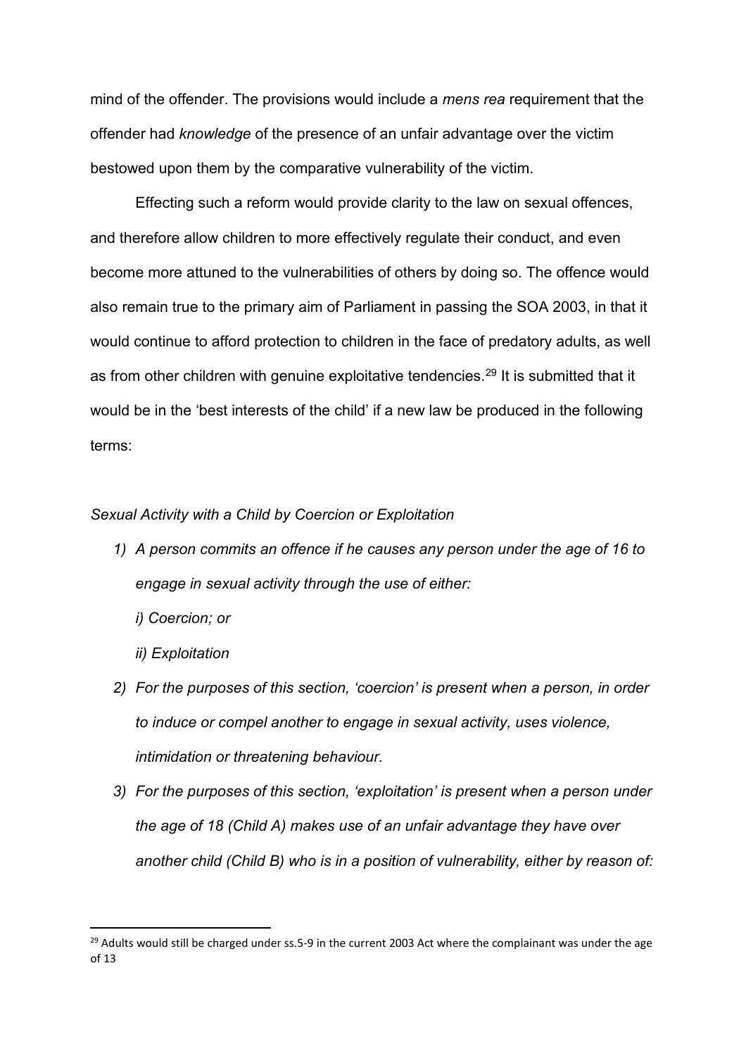mind of the offender. The provisions would include a *mens rea* requirement that the offender had *knowledge* of the presence of an unfair advantage over the victim bestowed upon them by the comparative vulnerability of the victim.

Effecting such a reform would provide clarity to the law on sexual offences, and therefore allow children to more effectively regulate their conduct, and even become more attuned to the vulnerabilities of others by doing so. The offence would also remain true to the primary aim of Parliament in passing the SOA 2003, in that it would continue to afford protection to children in the face of predatory adults, as well as from other children with genuine exploitative tendencies.[29] It is submitted that it would be in the 'best interests of the child' if a new law be produced in the following terms:

*Sexual Activity with a Child by Coercion or Exploitation*

1) *A person commits an offence if he causes any person under the age of 16 to engage in sexual activity through the use of either:*

   *i) Coercion; or*

   *ii) Exploitation*

2) *For the purposes of this section, 'coercion' is present when a person, in order to induce or compel another to engage in sexual activity, uses violence, intimidation or threatening behaviour.*

3) *For the purposes of this section, 'exploitation' is present when a person under the age of 18 (Child A) makes use of an unfair advantage they have over another child (Child B) who is in a position of vulnerability, either by reason of:*

---

[29] Adults would still be charged under ss.5-9 in the current 2003 Act where the complainant was under the age of 13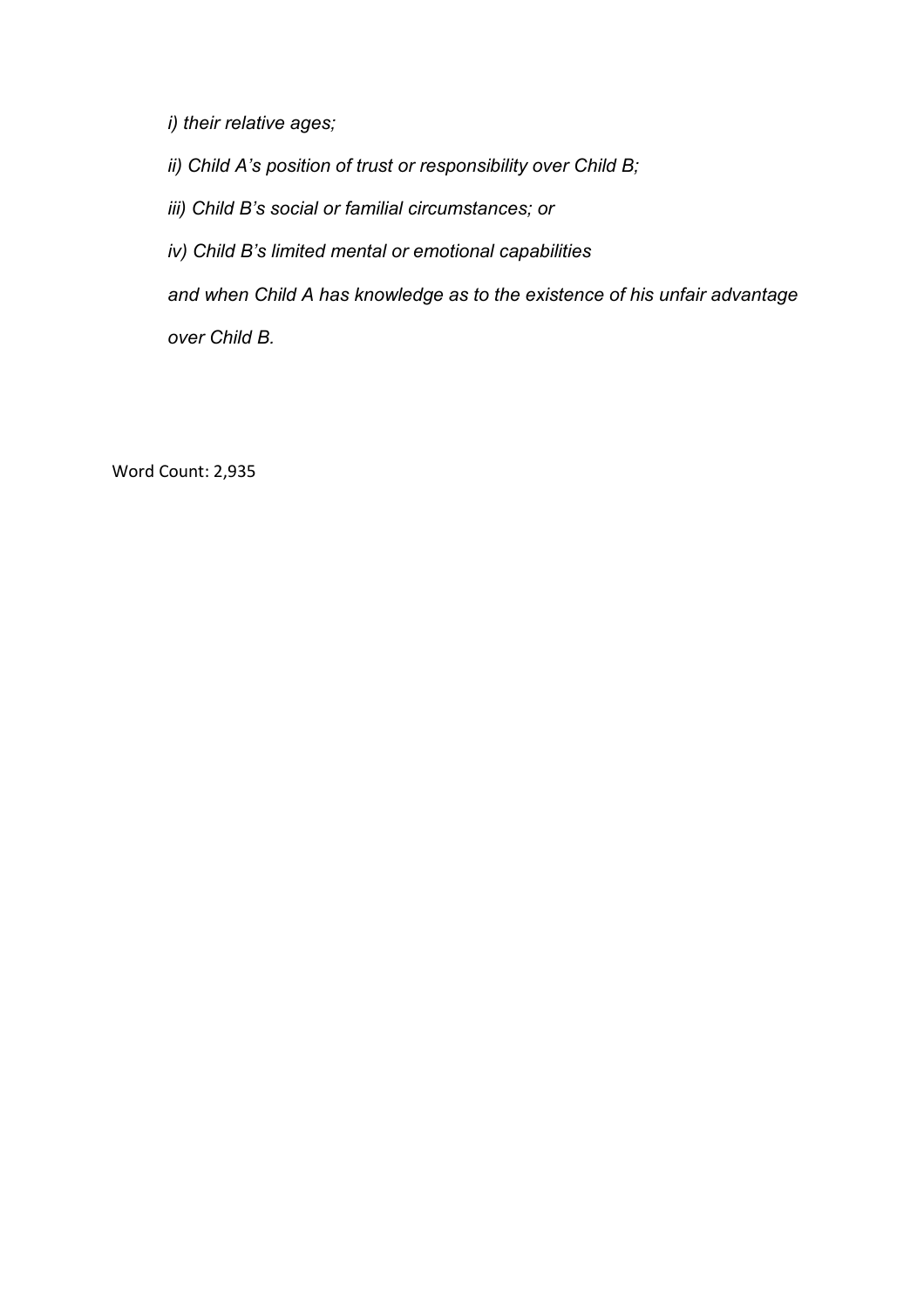*i) their relative ages;*

*ii) Child A's position of trust or responsibility over Child B;*

*iii) Child B's social or familial circumstances; or*

*iv) Child B's limited mental or emotional capabilities*

*and when Child A has knowledge as to the existence of his unfair advantage over Child B.*

Word Count: 2,935